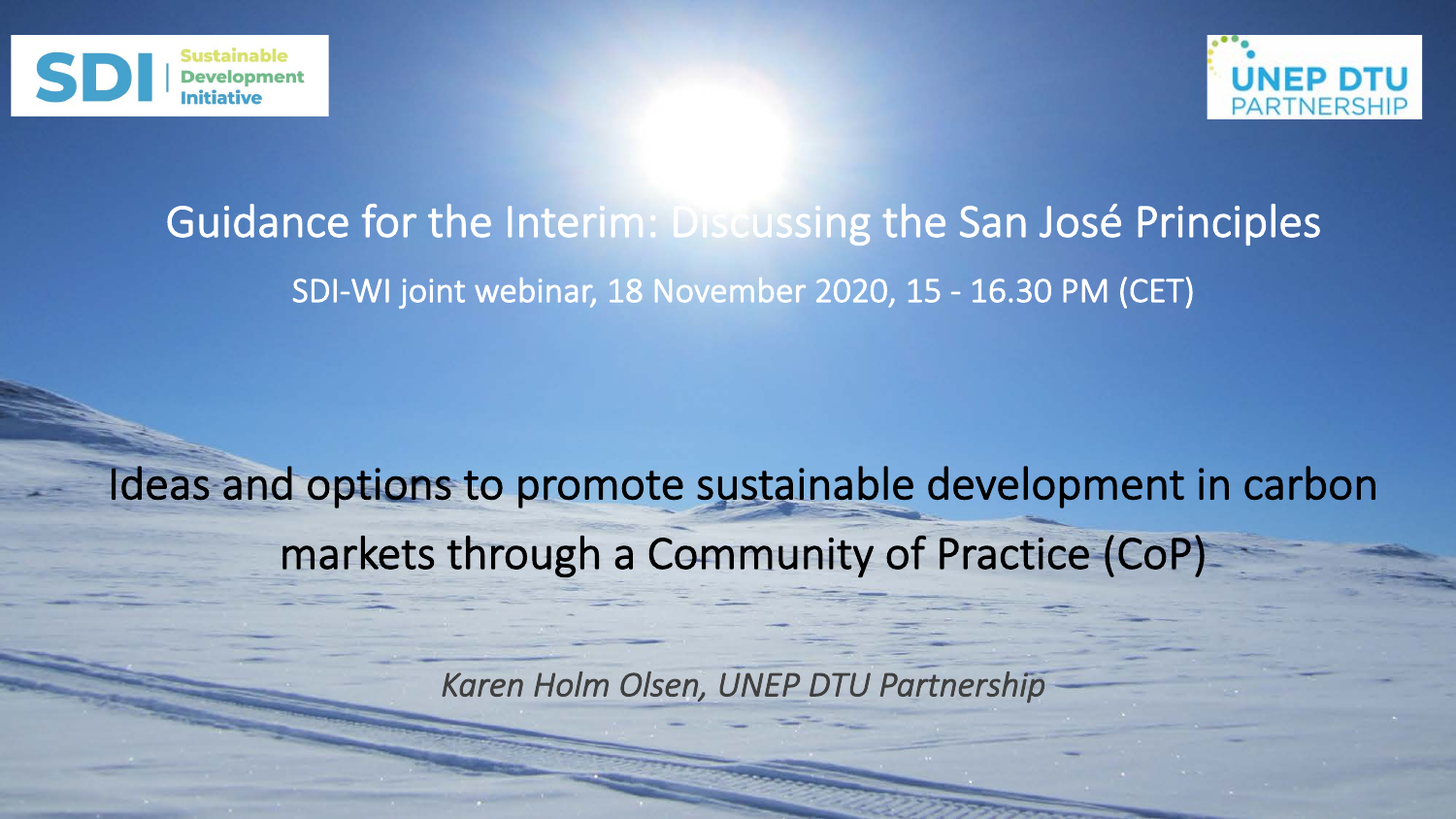SDI | Sustainable Development Initiative

UNEP DTU PARTNERSHIP

# Guidance for the Interim: Discussing the San José Principles

SDI-WI joint webinar, 18 November 2020, 15 - 16.30 PM (CET)

## Ideas and options to promote sustainable development in carbon markets through a Community of Practice (CoP)

*Karen Holm Olsen, UNEP DTU Partnership*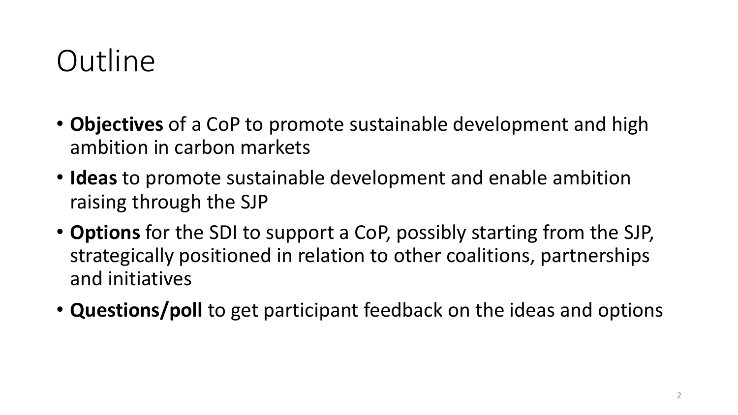# Outline

- **Objectives** of a CoP to promote sustainable development and high ambition in carbon markets
- **Ideas** to promote sustainable development and enable ambition raising through the SJP
- **Options** for the SDI to support a CoP, possibly starting from the SJP, strategically positioned in relation to other coalitions, partnerships and initiatives
- **Questions/poll** to get participant feedback on the ideas and options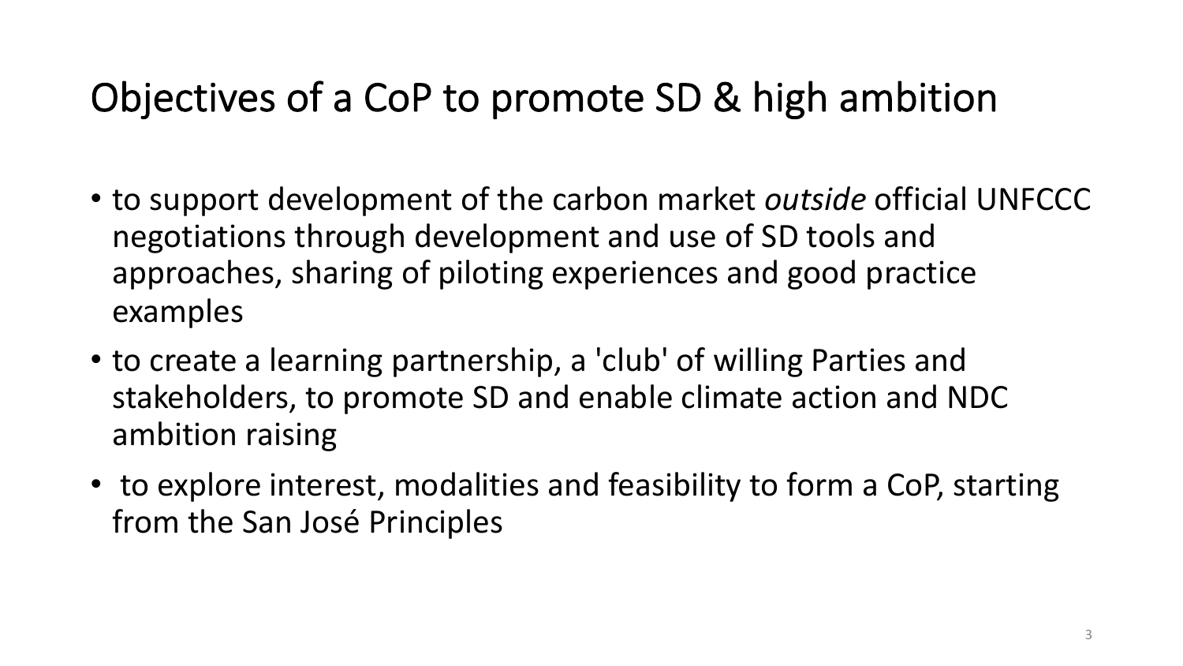# Objectives of a CoP to promote SD & high ambition

- to support development of the carbon market *outside* official UNFCCC negotiations through development and use of SD tools and approaches, sharing of piloting experiences and good practice examples
- to create a learning partnership, a 'club' of willing Parties and stakeholders, to promote SD and enable climate action and NDC ambition raising
- to explore interest, modalities and feasibility to form a CoP, starting from the San José Principles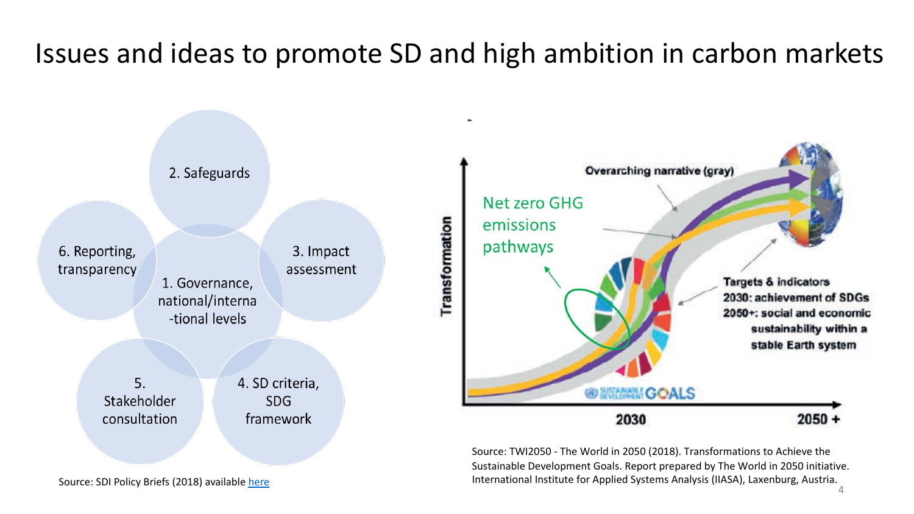# Issues and ideas to promote SD and high ambition in carbon markets

1. Governance, national/international levels

2. Safeguards

3. Impact assessment

4. SD criteria, SDG framework

5. Stakeholder consultation

6. Reporting, transparency

Source: SDI Policy Briefs (2018) available here

Transformation

Overarching narrative (gray)

Net zero GHG emissions pathways

Targets & indicators
2030: achievement of SDGs
2050+: social and economic sustainability within a stable Earth system

SUSTAINABLE DEVELOPMENT GOALS

2030

2050 +

Source: TWI2050 - The World in 2050 (2018). Transformations to Achieve the Sustainable Development Goals. Report prepared by The World in 2050 initiative. International Institute for Applied Systems Analysis (IIASA), Laxenburg, Austria.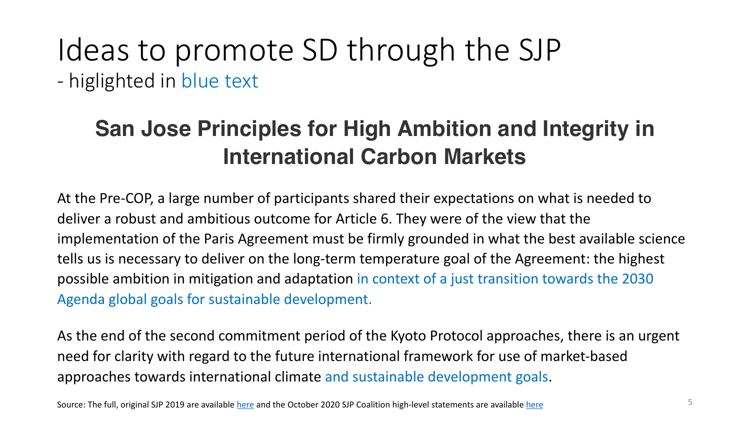# Ideas to promote SD through the SJP

- higlighted in blue text

## San Jose Principles for High Ambition and Integrity in International Carbon Markets

At the Pre-COP, a large number of participants shared their expectations on what is needed to deliver a robust and ambitious outcome for Article 6. They were of the view that the implementation of the Paris Agreement must be firmly grounded in what the best available science tells us is necessary to deliver on the long-term temperature goal of the Agreement: the highest possible ambition in mitigation and adaptation in context of a just transition towards the 2030 Agenda global goals for sustainable development.

As the end of the second commitment period of the Kyoto Protocol approaches, there is an urgent need for clarity with regard to the future international framework for use of market-based approaches towards international climate and sustainable development goals.

Source: The full, original SJP 2019 are available here and the October 2020 SJP Coalition high-level statements are available here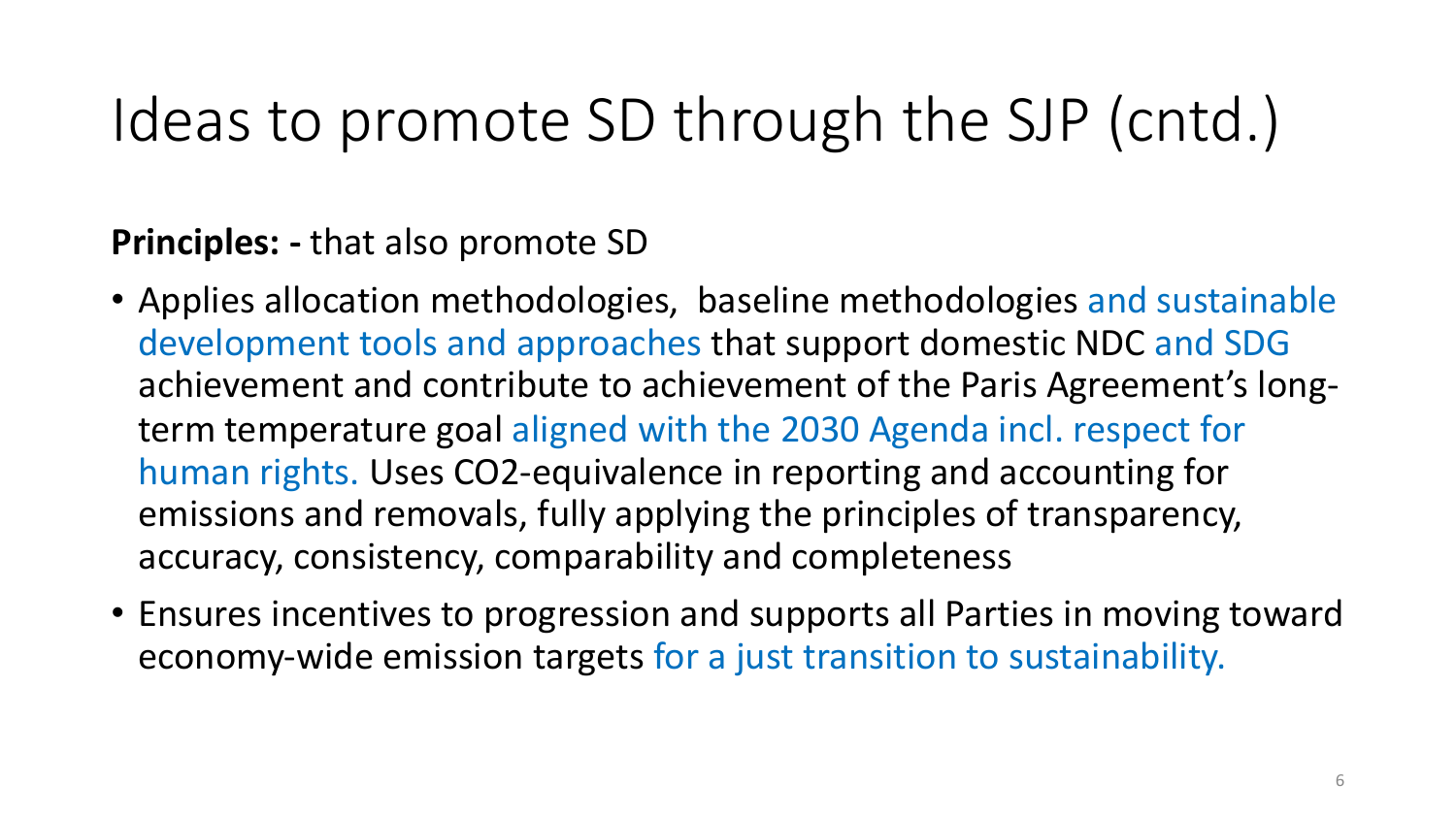# Ideas to promote SD through the SJP (cntd.)

**Principles: -** that also promote SD

- Applies allocation methodologies, baseline methodologies and sustainable development tools and approaches that support domestic NDC and SDG achievement and contribute to achievement of the Paris Agreement's long-term temperature goal aligned with the 2030 Agenda incl. respect for human rights. Uses $CO_2$-equivalence in reporting and accounting for emissions and removals, fully applying the principles of transparency, accuracy, consistency, comparability and completeness
- Ensures incentives to progression and supports all Parties in moving toward economy-wide emission targets for a just transition to sustainability.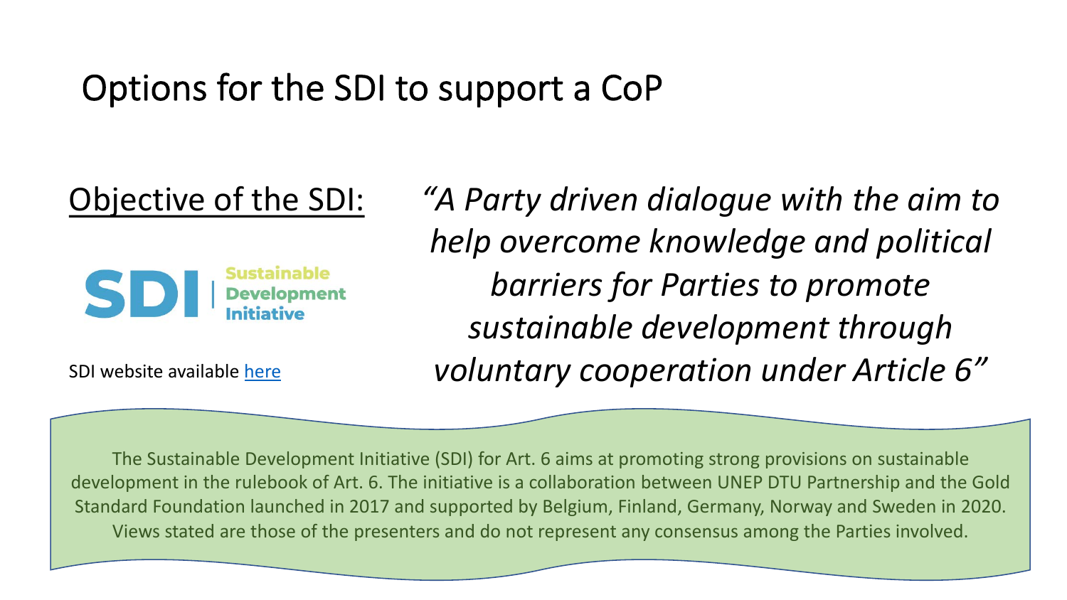# Options for the SDI to support a CoP

<u>Objective of the SDI:</u>

SDI | Sustainable Development Initiative

SDI website available [here](#)

*"A Party driven dialogue with the aim to help overcome knowledge and political barriers for Parties to promote sustainable development through voluntary cooperation under Article 6"*

The Sustainable Development Initiative (SDI) for Art. 6 aims at promoting strong provisions on sustainable development in the rulebook of Art. 6. The initiative is a collaboration between UNEP DTU Partnership and the Gold Standard Foundation launched in 2017 and supported by Belgium, Finland, Germany, Norway and Sweden in 2020. Views stated are those of the presenters and do not represent any consensus among the Parties involved.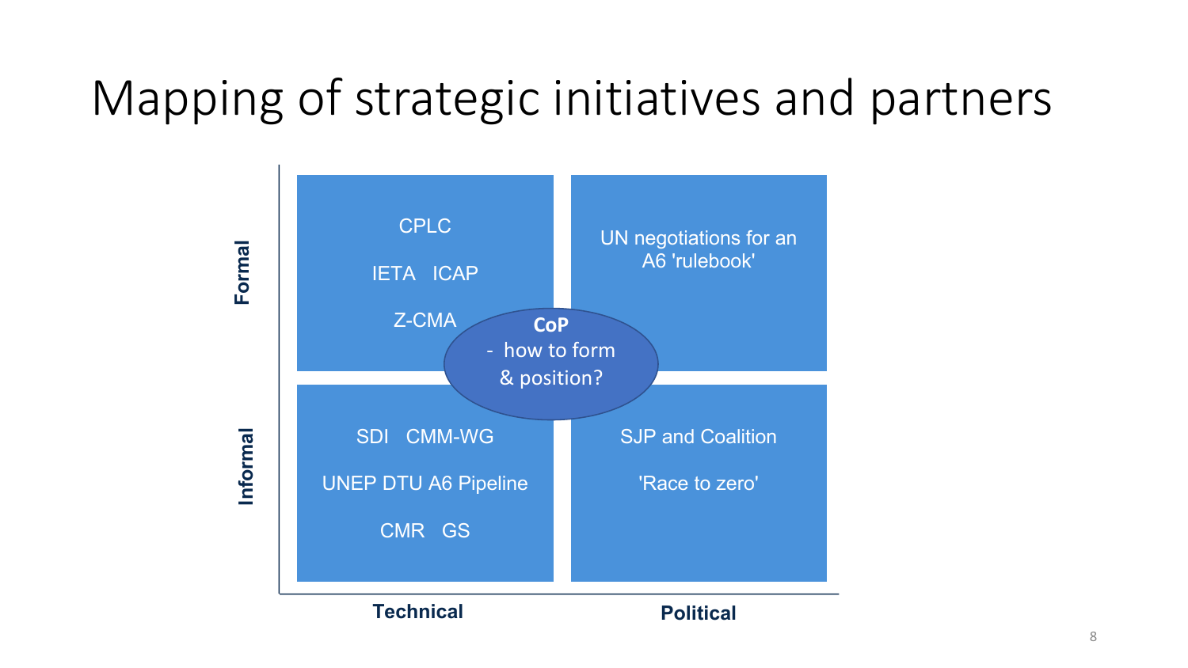# Mapping of strategic initiatives and partners

Formal

Informal

Technical

Political

CPLC

IETA ICAP

Z-CMA

UN negotiations for an A6 'rulebook'

**CoP**

- how to form & position?

SDI CMM-WG

UNEP DTU A6 Pipeline

CMR GS

SJP and Coalition

'Race to zero'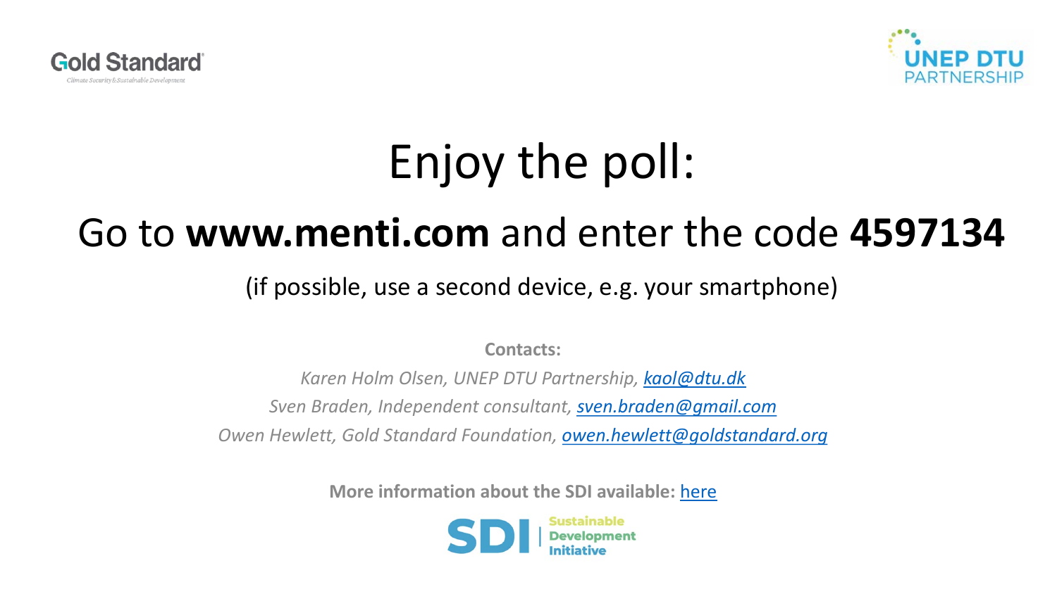Gold Standard
Climate Security & Sustainable Development

UNEP DTU PARTNERSHIP

# Enjoy the poll:

## Go to **www.menti.com** and enter the code **4597134**

(if possible, use a second device, e.g. your smartphone)

**Contacts:**

*Karen Holm Olsen, UNEP DTU Partnership, kaol@dtu.dk*

*Sven Braden, Independent consultant, sven.braden@gmail.com*

*Owen Hewlett, Gold Standard Foundation, owen.hewlett@goldstandard.org*

**More information about the SDI available:** here

SDI | Sustainable Development Initiative